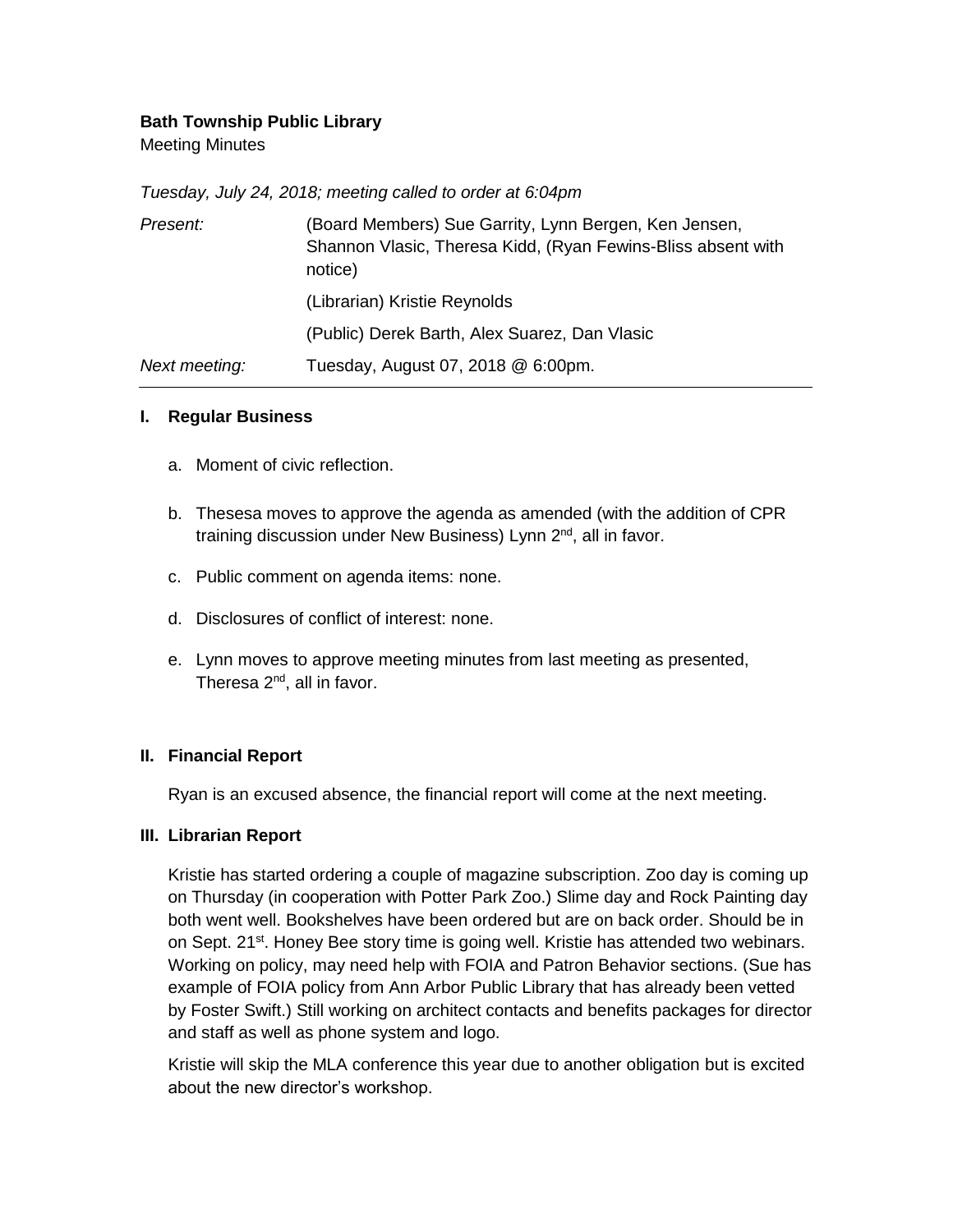**Bath Township Public Library**

Meeting Minutes

*Tuesday, July 24, 2018; meeting called to order at 6:04pm*

| | |
|---|---|
| *Present:* | (Board Members) Sue Garrity, Lynn Bergen, Ken Jensen, Shannon Vlasic, Theresa Kidd, (Ryan Fewins-Bliss absent with notice) |
| | (Librarian) Kristie Reynolds |
| | (Public) Derek Barth, Alex Suarez, Dan Vlasic |
| *Next meeting:* | Tuesday, August 07, 2018 @ 6:00pm. |

---

## I. Regular Business

a. Moment of civic reflection.

b. Thesesa moves to approve the agenda as amended (with the addition of CPR training discussion under New Business) Lynn 2nd, all in favor.

c. Public comment on agenda items: none.

d. Disclosures of conflict of interest: none.

e. Lynn moves to approve meeting minutes from last meeting as presented, Theresa 2nd, all in favor.

## II. Financial Report

Ryan is an excused absence, the financial report will come at the next meeting.

## III. Librarian Report

Kristie has started ordering a couple of magazine subscription. Zoo day is coming up on Thursday (in cooperation with Potter Park Zoo.) Slime day and Rock Painting day both went well. Bookshelves have been ordered but are on back order. Should be in on Sept. 21st. Honey Bee story time is going well. Kristie has attended two webinars. Working on policy, may need help with FOIA and Patron Behavior sections. (Sue has example of FOIA policy from Ann Arbor Public Library that has already been vetted by Foster Swift.) Still working on architect contacts and benefits packages for director and staff as well as phone system and logo.

Kristie will skip the MLA conference this year due to another obligation but is excited about the new director's workshop.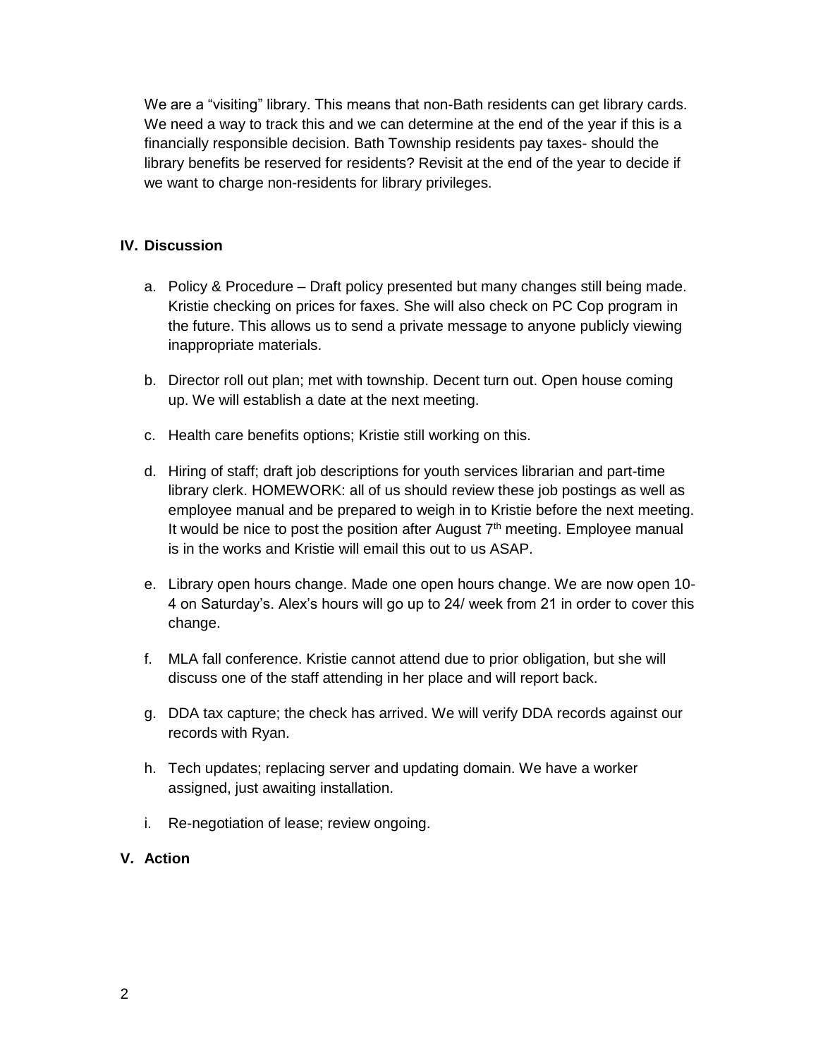We are a "visiting" library. This means that non-Bath residents can get library cards. We need a way to track this and we can determine at the end of the year if this is a financially responsible decision. Bath Township residents pay taxes- should the library benefits be reserved for residents? Revisit at the end of the year to decide if we want to charge non-residents for library privileges.

## IV. Discussion

a. Policy & Procedure – Draft policy presented but many changes still being made. Kristie checking on prices for faxes. She will also check on PC Cop program in the future. This allows us to send a private message to anyone publicly viewing inappropriate materials.

b. Director roll out plan; met with township. Decent turn out. Open house coming up. We will establish a date at the next meeting.

c. Health care benefits options; Kristie still working on this.

d. Hiring of staff; draft job descriptions for youth services librarian and part-time library clerk. HOMEWORK: all of us should review these job postings as well as employee manual and be prepared to weigh in to Kristie before the next meeting. It would be nice to post the position after August 7th meeting. Employee manual is in the works and Kristie will email this out to us ASAP.

e. Library open hours change. Made one open hours change. We are now open 10-4 on Saturday's. Alex's hours will go up to 24/ week from 21 in order to cover this change.

f. MLA fall conference. Kristie cannot attend due to prior obligation, but she will discuss one of the staff attending in her place and will report back.

g. DDA tax capture; the check has arrived. We will verify DDA records against our records with Ryan.

h. Tech updates; replacing server and updating domain. We have a worker assigned, just awaiting installation.

i. Re-negotiation of lease; review ongoing.

## V. Action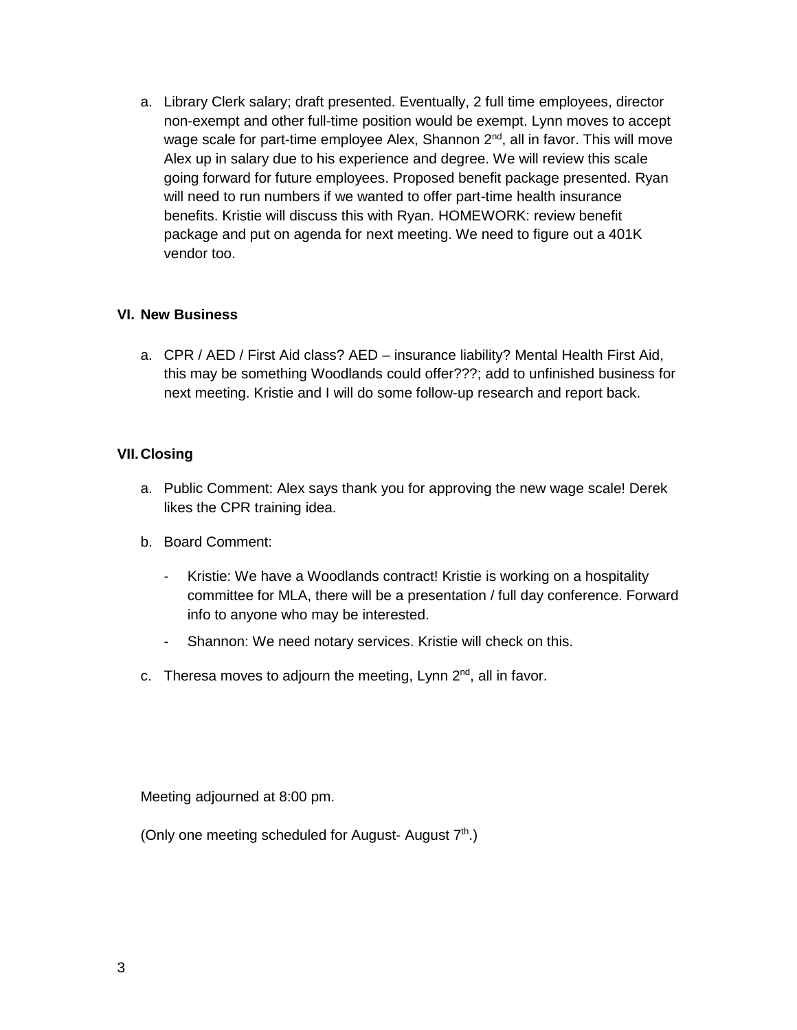a. Library Clerk salary; draft presented. Eventually, 2 full time employees, director non-exempt and other full-time position would be exempt. Lynn moves to accept wage scale for part-time employee Alex, Shannon 2nd, all in favor. This will move Alex up in salary due to his experience and degree. We will review this scale going forward for future employees. Proposed benefit package presented. Ryan will need to run numbers if we wanted to offer part-time health insurance benefits. Kristie will discuss this with Ryan. HOMEWORK: review benefit package and put on agenda for next meeting. We need to figure out a 401K vendor too.

## VI. New Business

a. CPR / AED / First Aid class? AED – insurance liability? Mental Health First Aid, this may be something Woodlands could offer???; add to unfinished business for next meeting. Kristie and I will do some follow-up research and report back.

## VII. Closing

a. Public Comment: Alex says thank you for approving the new wage scale! Derek likes the CPR training idea.

b. Board Comment:

- Kristie: We have a Woodlands contract! Kristie is working on a hospitality committee for MLA, there will be a presentation / full day conference. Forward info to anyone who may be interested.
- Shannon: We need notary services. Kristie will check on this.

c. Theresa moves to adjourn the meeting, Lynn 2nd, all in favor.

Meeting adjourned at 8:00 pm.

(Only one meeting scheduled for August- August 7th.)